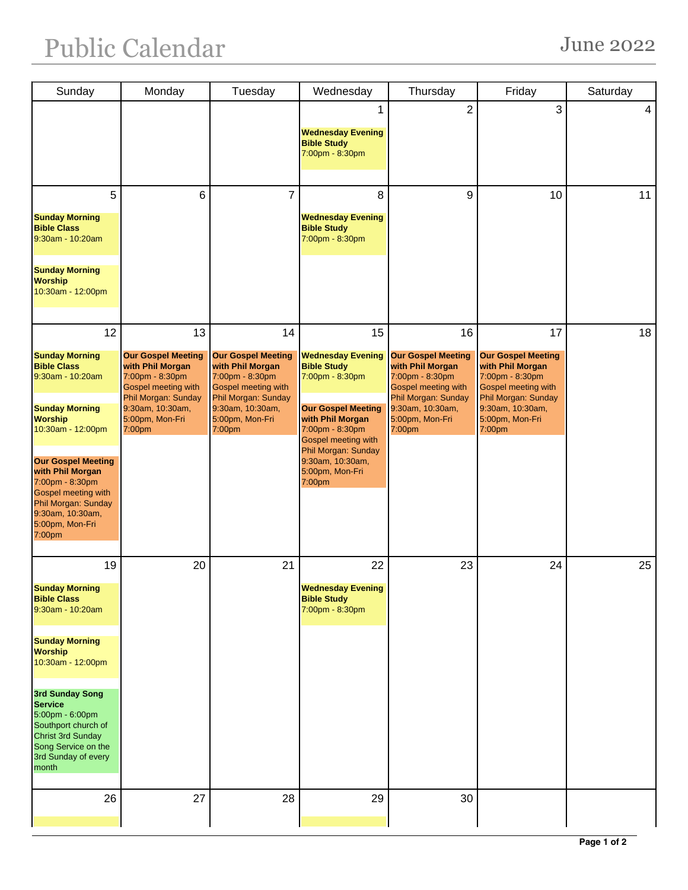# Public Calendar

June 2022

| Sunday | Monday | Tuesday | Wednesday | Thursday | Friday | Saturday |
|---|---|---|---|---|---|---|
| | | | 1<br>**Wednesday Evening Bible Study**<br>7:00pm - 8:30pm | 2 | 3 | 4 |
| 5<br>**Sunday Morning Bible Class**<br>9:30am - 10:20am<br><br>**Sunday Morning Worship**<br>10:30am - 12:00pm | 6 | 7 | 8<br>**Wednesday Evening Bible Study**<br>7:00pm - 8:30pm | 9 | 10 | 11 |
| 12<br>**Sunday Morning Bible Class**<br>9:30am - 10:20am<br><br>**Sunday Morning Worship**<br>10:30am - 12:00pm<br><br>**Our Gospel Meeting with Phil Morgan**<br>7:00pm - 8:30pm<br>Gospel meeting with Phil Morgan: Sunday 9:30am, 10:30am, 5:00pm, Mon-Fri 7:00pm | 13<br>**Our Gospel Meeting with Phil Morgan**<br>7:00pm - 8:30pm<br>Gospel meeting with Phil Morgan: Sunday 9:30am, 10:30am, 5:00pm, Mon-Fri 7:00pm | 14<br>**Our Gospel Meeting with Phil Morgan**<br>7:00pm - 8:30pm<br>Gospel meeting with Phil Morgan: Sunday 9:30am, 10:30am, 5:00pm, Mon-Fri 7:00pm | 15<br>**Wednesday Evening Bible Study**<br>7:00pm - 8:30pm<br><br>**Our Gospel Meeting with Phil Morgan**<br>7:00pm - 8:30pm<br>Gospel meeting with Phil Morgan: Sunday 9:30am, 10:30am, 5:00pm, Mon-Fri 7:00pm | 16<br>**Our Gospel Meeting with Phil Morgan**<br>7:00pm - 8:30pm<br>Gospel meeting with Phil Morgan: Sunday 9:30am, 10:30am, 5:00pm, Mon-Fri 7:00pm | 17<br>**Our Gospel Meeting with Phil Morgan**<br>7:00pm - 8:30pm<br>Gospel meeting with Phil Morgan: Sunday 9:30am, 10:30am, 5:00pm, Mon-Fri 7:00pm | 18 |
| 19<br>**Sunday Morning Bible Class**<br>9:30am - 10:20am<br><br>**Sunday Morning Worship**<br>10:30am - 12:00pm<br><br>**3rd Sunday Song Service**<br>5:00pm - 6:00pm<br>Southport church of Christ 3rd Sunday Song Service on the 3rd Sunday of every month | 20 | 21 | 22<br>**Wednesday Evening Bible Study**<br>7:00pm - 8:30pm | 23 | 24 | 25 |
| 26 | 27 | 28 | 29 | 30 | | |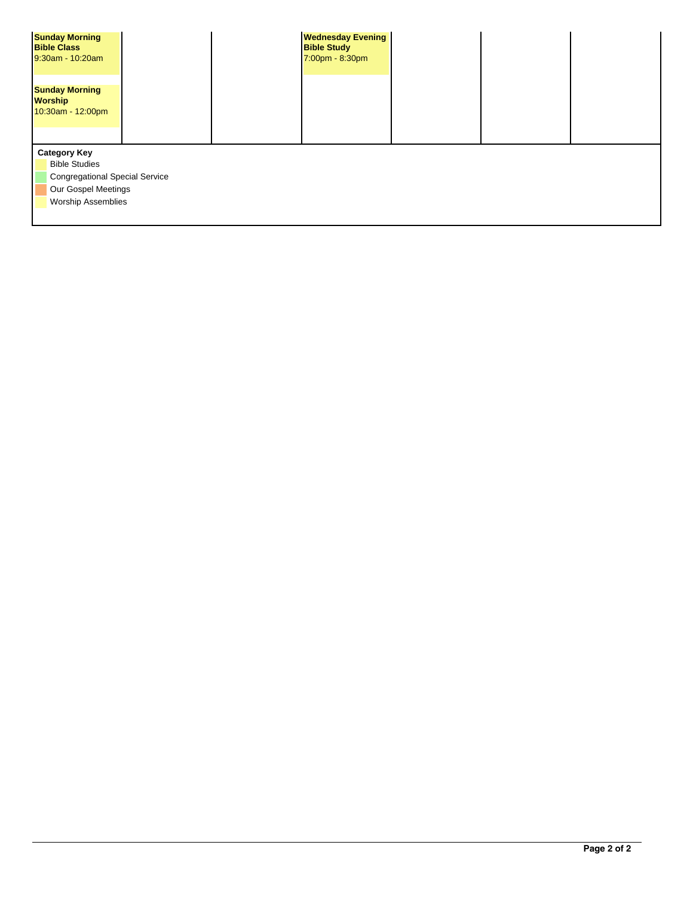| | | | | | | |
|---|---|---|---|---|---|---|
| **Sunday Morning Bible Class** 9:30am - 10:20am<br><br>**Sunday Morning Worship** 10:30am - 12:00pm | | | **Wednesday Evening Bible Study** 7:00pm - 8:30pm | | | |

**Category Key**

- Bible Studies
- Congregational Special Service
- Our Gospel Meetings
- Worship Assemblies